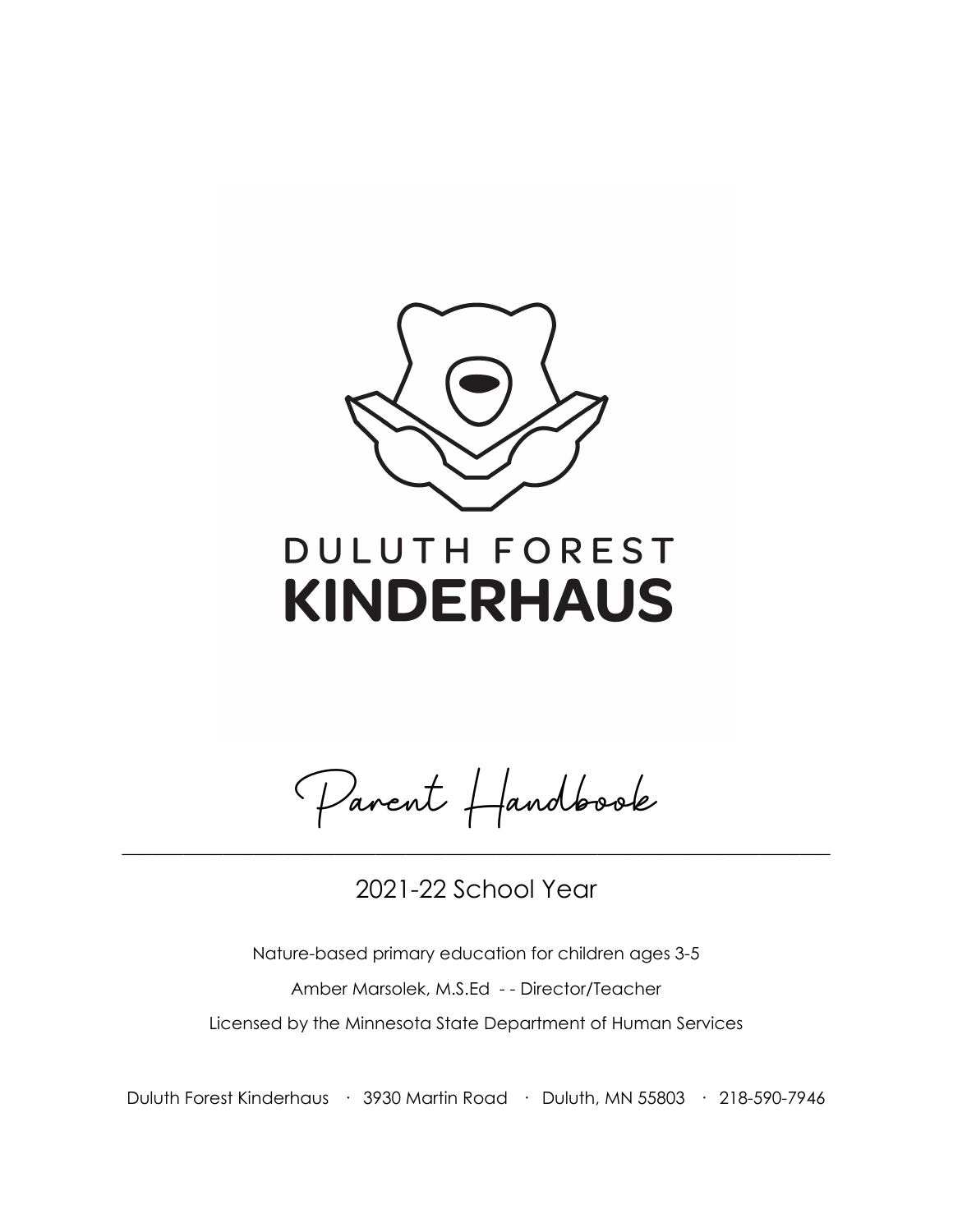# DULUTH FOREST KINDERHAUS

## Parent Handbook

---

2021-22 School Year

Nature-based primary education for children ages 3-5

Amber Marsolek, M.S.Ed - - Director/Teacher

Licensed by the Minnesota State Department of Human Services

Duluth Forest Kinderhaus · 3930 Martin Road · Duluth, MN 55803 · 218-590-7946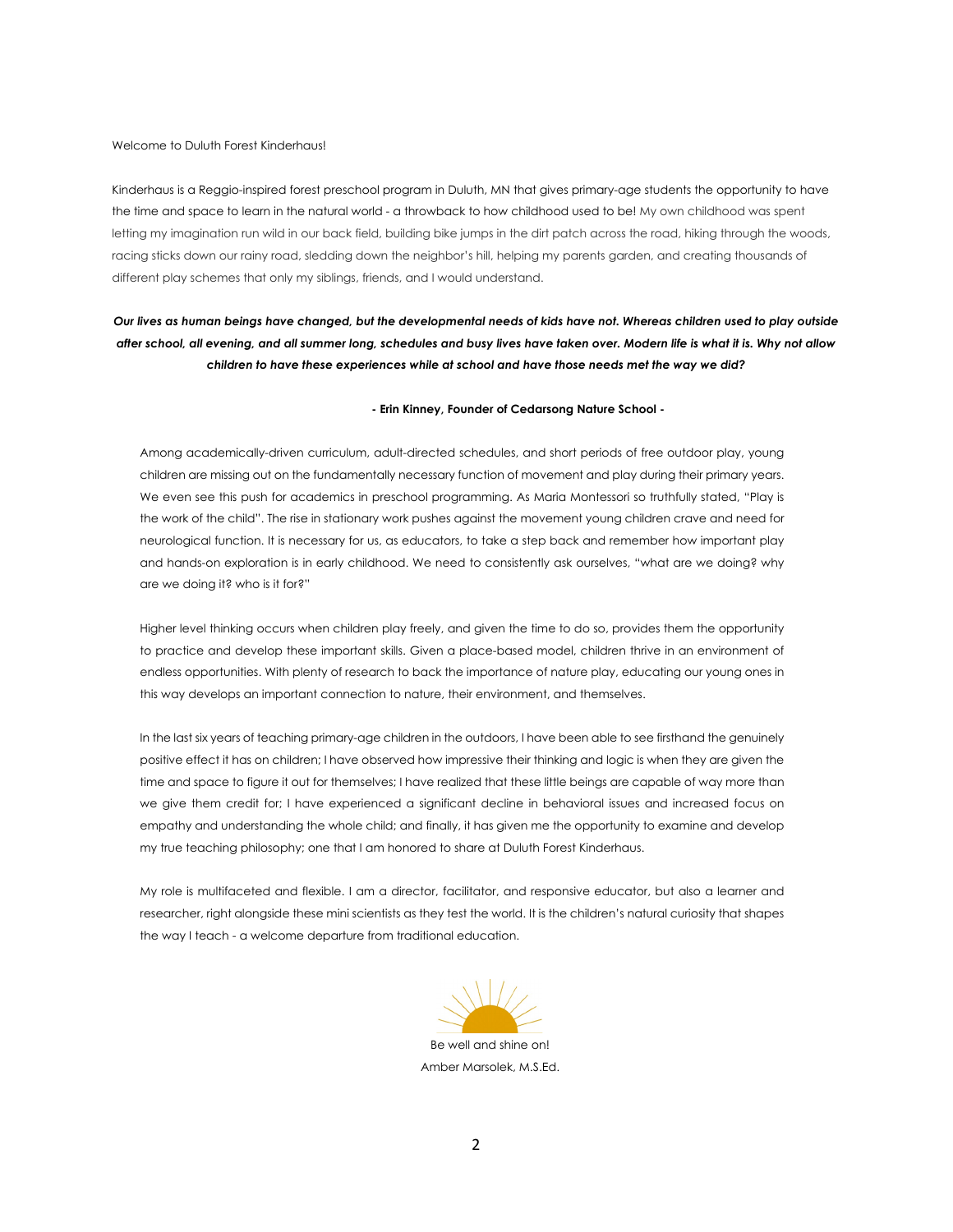Welcome to Duluth Forest Kinderhaus!

Kinderhaus is a Reggio-inspired forest preschool program in Duluth, MN that gives primary-age students the opportunity to have the time and space to learn in the natural world - a throwback to how childhood used to be! My own childhood was spent letting my imagination run wild in our back field, building bike jumps in the dirt patch across the road, hiking through the woods, racing sticks down our rainy road, sledding down the neighbor's hill, helping my parents garden, and creating thousands of different play schemes that only my siblings, friends, and I would understand.

***Our lives as human beings have changed, but the developmental needs of kids have not. Whereas children used to play outside after school, all evening, and all summer long, schedules and busy lives have taken over. Modern life is what it is. Why not allow children to have these experiences while at school and have those needs met the way we did?***

**- Erin Kinney, Founder of Cedarsong Nature School -**

Among academically-driven curriculum, adult-directed schedules, and short periods of free outdoor play, young children are missing out on the fundamentally necessary function of movement and play during their primary years. We even see this push for academics in preschool programming. As Maria Montessori so truthfully stated, "Play is the work of the child". The rise in stationary work pushes against the movement young children crave and need for neurological function. It is necessary for us, as educators, to take a step back and remember how important play and hands-on exploration is in early childhood. We need to consistently ask ourselves, "what are we doing? why are we doing it? who is it for?"

Higher level thinking occurs when children play freely, and given the time to do so, provides them the opportunity to practice and develop these important skills. Given a place-based model, children thrive in an environment of endless opportunities. With plenty of research to back the importance of nature play, educating our young ones in this way develops an important connection to nature, their environment, and themselves.

In the last six years of teaching primary-age children in the outdoors, I have been able to see firsthand the genuinely positive effect it has on children; I have observed how impressive their thinking and logic is when they are given the time and space to figure it out for themselves; I have realized that these little beings are capable of way more than we give them credit for; I have experienced a significant decline in behavioral issues and increased focus on empathy and understanding the whole child; and finally, it has given me the opportunity to examine and develop my true teaching philosophy; one that I am honored to share at Duluth Forest Kinderhaus.

My role is multifaceted and flexible. I am a director, facilitator, and responsive educator, but also a learner and researcher, right alongside these mini scientists as they test the world. It is the children's natural curiosity that shapes the way I teach - a welcome departure from traditional education.

Be well and shine on!
Amber Marsolek, M.S.Ed.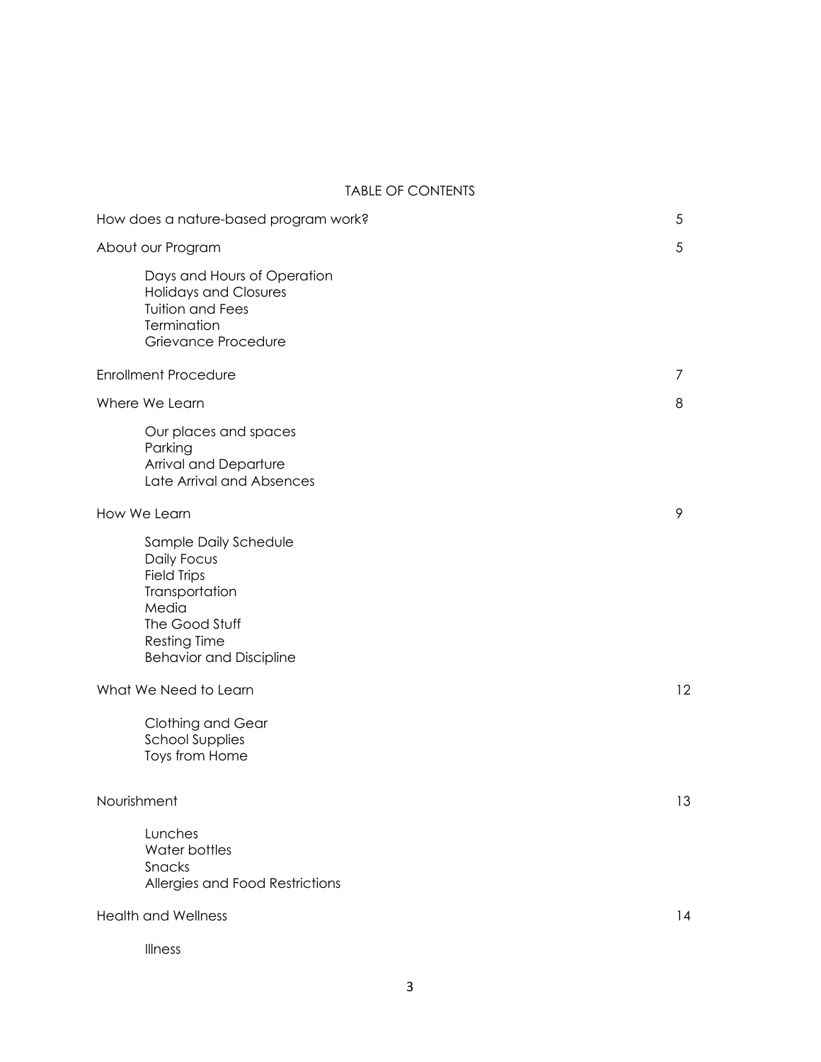# TABLE OF CONTENTS

| | |
|---|---|
| How does a nature-based program work? | 5 |
| About our Program | 5 |
| &nbsp;&nbsp;&nbsp;&nbsp;Days and Hours of Operation | |
| &nbsp;&nbsp;&nbsp;&nbsp;Holidays and Closures | |
| &nbsp;&nbsp;&nbsp;&nbsp;Tuition and Fees | |
| &nbsp;&nbsp;&nbsp;&nbsp;Termination | |
| &nbsp;&nbsp;&nbsp;&nbsp;Grievance Procedure | |
| Enrollment Procedure | 7 |
| Where We Learn | 8 |
| &nbsp;&nbsp;&nbsp;&nbsp;Our places and spaces | |
| &nbsp;&nbsp;&nbsp;&nbsp;Parking | |
| &nbsp;&nbsp;&nbsp;&nbsp;Arrival and Departure | |
| &nbsp;&nbsp;&nbsp;&nbsp;Late Arrival and Absences | |
| How We Learn | 9 |
| &nbsp;&nbsp;&nbsp;&nbsp;Sample Daily Schedule | |
| &nbsp;&nbsp;&nbsp;&nbsp;Daily Focus | |
| &nbsp;&nbsp;&nbsp;&nbsp;Field Trips | |
| &nbsp;&nbsp;&nbsp;&nbsp;Transportation | |
| &nbsp;&nbsp;&nbsp;&nbsp;Media | |
| &nbsp;&nbsp;&nbsp;&nbsp;The Good Stuff | |
| &nbsp;&nbsp;&nbsp;&nbsp;Resting Time | |
| &nbsp;&nbsp;&nbsp;&nbsp;Behavior and Discipline | |
| What We Need to Learn | 12 |
| &nbsp;&nbsp;&nbsp;&nbsp;Clothing and Gear | |
| &nbsp;&nbsp;&nbsp;&nbsp;School Supplies | |
| &nbsp;&nbsp;&nbsp;&nbsp;Toys from Home | |
| Nourishment | 13 |
| &nbsp;&nbsp;&nbsp;&nbsp;Lunches | |
| &nbsp;&nbsp;&nbsp;&nbsp;Water bottles | |
| &nbsp;&nbsp;&nbsp;&nbsp;Snacks | |
| &nbsp;&nbsp;&nbsp;&nbsp;Allergies and Food Restrictions | |
| Health and Wellness | 14 |
| &nbsp;&nbsp;&nbsp;&nbsp;Illness | |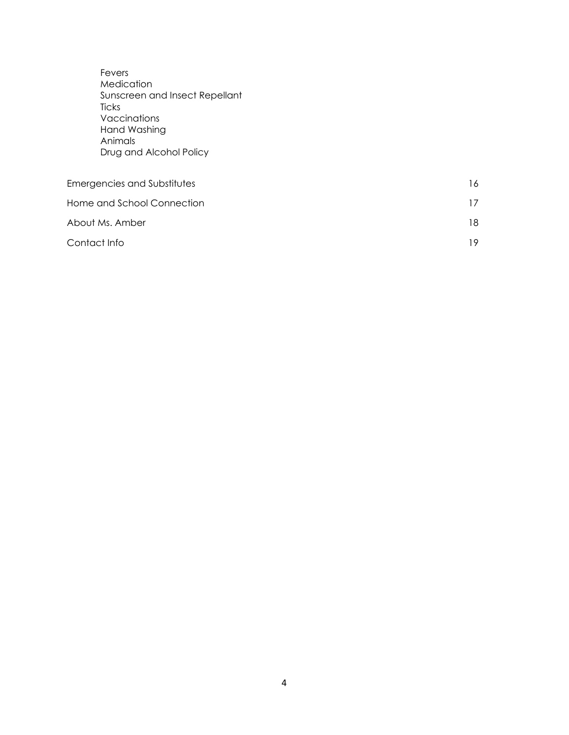- Fevers
- Medication
- Sunscreen and Insect Repellant
- Ticks
- Vaccinations
- Hand Washing
- Animals
- Drug and Alcohol Policy

| | |
|---|---|
| Emergencies and Substitutes | 16 |
| Home and School Connection | 17 |
| About Ms. Amber | 18 |
| Contact Info | 19 |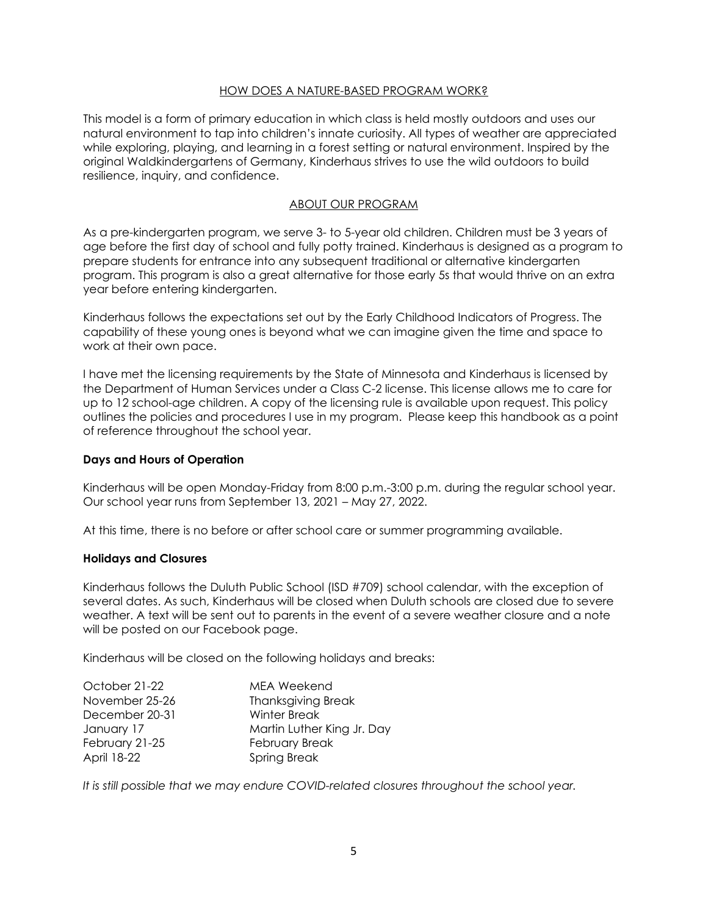## HOW DOES A NATURE-BASED PROGRAM WORK?

This model is a form of primary education in which class is held mostly outdoors and uses our natural environment to tap into children's innate curiosity. All types of weather are appreciated while exploring, playing, and learning in a forest setting or natural environment. Inspired by the original Waldkindergartens of Germany, Kinderhaus strives to use the wild outdoors to build resilience, inquiry, and confidence.

## ABOUT OUR PROGRAM

As a pre-kindergarten program, we serve 3- to 5-year old children. Children must be 3 years of age before the first day of school and fully potty trained. Kinderhaus is designed as a program to prepare students for entrance into any subsequent traditional or alternative kindergarten program. This program is also a great alternative for those early 5s that would thrive on an extra year before entering kindergarten.

Kinderhaus follows the expectations set out by the Early Childhood Indicators of Progress. The capability of these young ones is beyond what we can imagine given the time and space to work at their own pace.

I have met the licensing requirements by the State of Minnesota and Kinderhaus is licensed by the Department of Human Services under a Class C-2 license. This license allows me to care for up to 12 school-age children. A copy of the licensing rule is available upon request. This policy outlines the policies and procedures I use in my program. Please keep this handbook as a point of reference throughout the school year.

### Days and Hours of Operation

Kinderhaus will be open Monday-Friday from 8:00 p.m.-3:00 p.m. during the regular school year. Our school year runs from September 13, 2021 – May 27, 2022.

At this time, there is no before or after school care or summer programming available.

### Holidays and Closures

Kinderhaus follows the Duluth Public School (ISD #709) school calendar, with the exception of several dates. As such, Kinderhaus will be closed when Duluth schools are closed due to severe weather. A text will be sent out to parents in the event of a severe weather closure and a note will be posted on our Facebook page.

Kinderhaus will be closed on the following holidays and breaks:

| | |
|---|---|
| October 21-22 | MEA Weekend |
| November 25-26 | Thanksgiving Break |
| December 20-31 | Winter Break |
| January 17 | Martin Luther King Jr. Day |
| February 21-25 | February Break |
| April 18-22 | Spring Break |

*It is still possible that we may endure COVID-related closures throughout the school year.*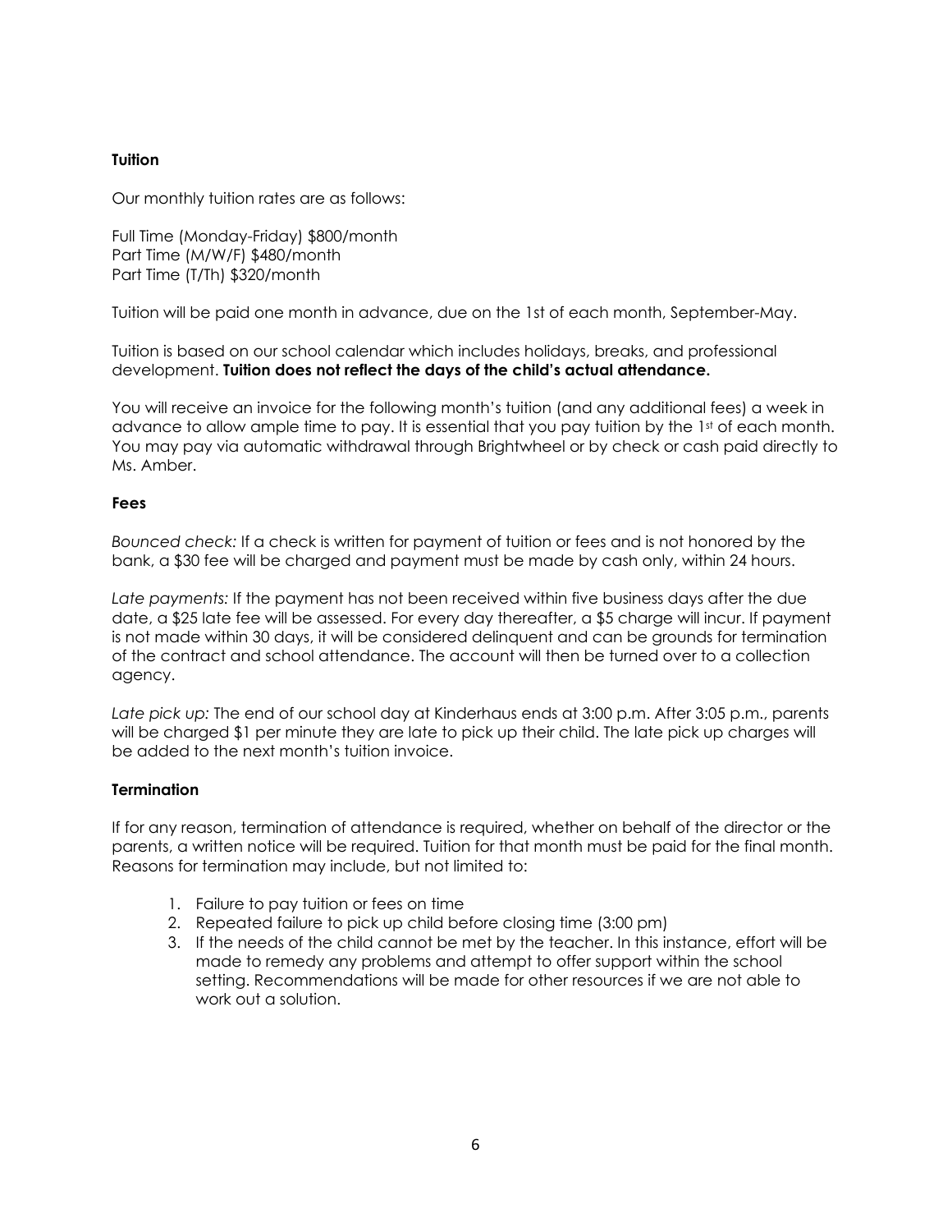**Tuition**

Our monthly tuition rates are as follows:

Full Time (Monday-Friday) $800/month
Part Time (M/W/F) $480/month
Part Time (T/Th) $320/month

Tuition will be paid one month in advance, due on the 1st of each month, September-May.

Tuition is based on our school calendar which includes holidays, breaks, and professional development. **Tuition does not reflect the days of the child's actual attendance.**

You will receive an invoice for the following month's tuition (and any additional fees) a week in advance to allow ample time to pay. It is essential that you pay tuition by the 1st of each month. You may pay via automatic withdrawal through Brightwheel or by check or cash paid directly to Ms. Amber.

**Fees**

*Bounced check:* If a check is written for payment of tuition or fees and is not honored by the bank, a $30 fee will be charged and payment must be made by cash only, within 24 hours.

*Late payments:* If the payment has not been received within five business days after the due date, a $25 late fee will be assessed. For every day thereafter, a $5 charge will incur. If payment is not made within 30 days, it will be considered delinquent and can be grounds for termination of the contract and school attendance. The account will then be turned over to a collection agency.

*Late pick up:* The end of our school day at Kinderhaus ends at 3:00 p.m. After 3:05 p.m., parents will be charged $1 per minute they are late to pick up their child. The late pick up charges will be added to the next month's tuition invoice.

**Termination**

If for any reason, termination of attendance is required, whether on behalf of the director or the parents, a written notice will be required. Tuition for that month must be paid for the final month. Reasons for termination may include, but not limited to:

1. Failure to pay tuition or fees on time
2. Repeated failure to pick up child before closing time (3:00 pm)
3. If the needs of the child cannot be met by the teacher. In this instance, effort will be made to remedy any problems and attempt to offer support within the school setting. Recommendations will be made for other resources if we are not able to work out a solution.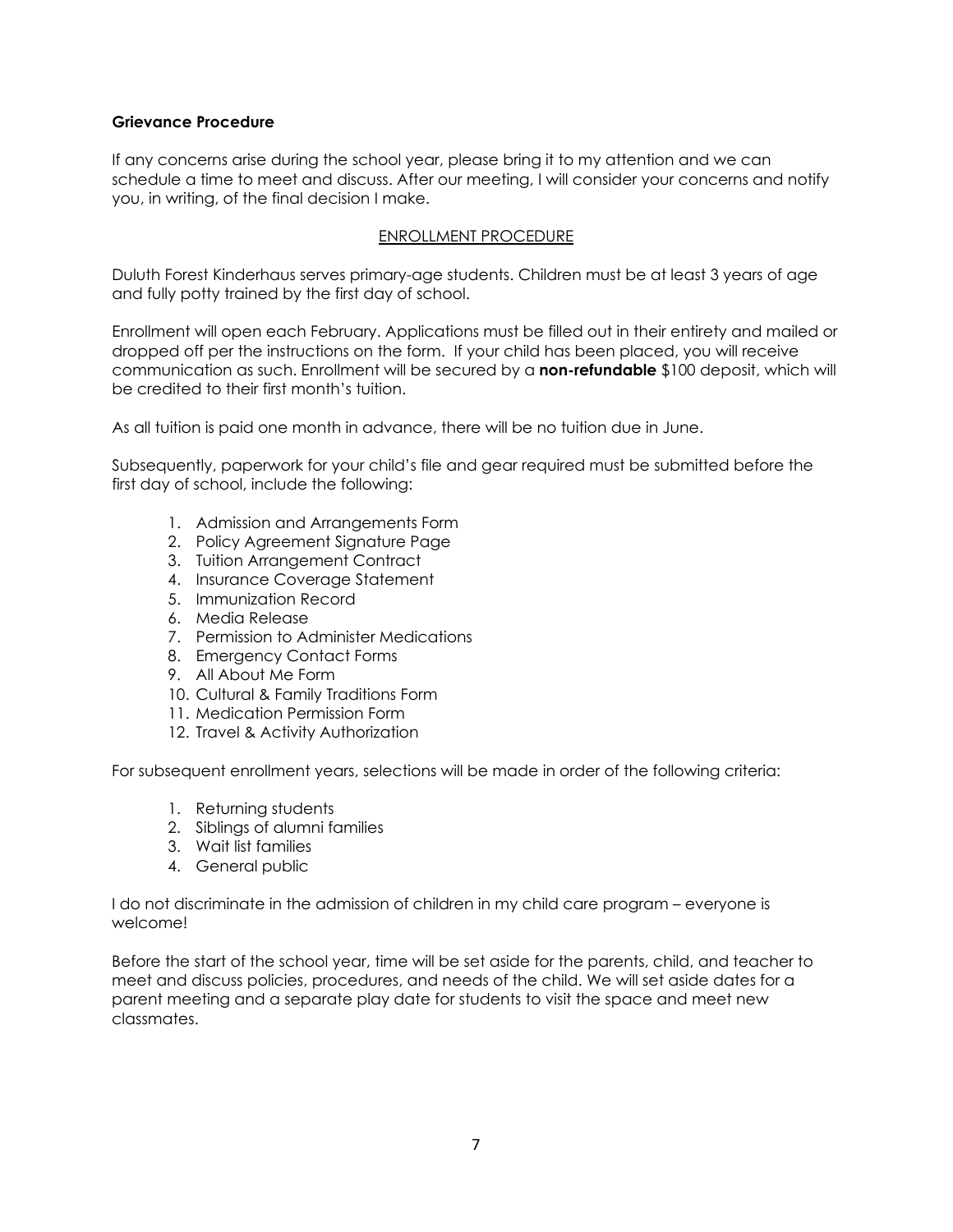**Grievance Procedure**

If any concerns arise during the school year, please bring it to my attention and we can schedule a time to meet and discuss. After our meeting, I will consider your concerns and notify you, in writing, of the final decision I make.

## ENROLLMENT PROCEDURE

Duluth Forest Kinderhaus serves primary-age students. Children must be at least 3 years of age and fully potty trained by the first day of school.

Enrollment will open each February. Applications must be filled out in their entirety and mailed or dropped off per the instructions on the form. If your child has been placed, you will receive communication as such. Enrollment will be secured by a **non-refundable** $100 deposit, which will be credited to their first month's tuition.

As all tuition is paid one month in advance, there will be no tuition due in June.

Subsequently, paperwork for your child's file and gear required must be submitted before the first day of school, include the following:

1. Admission and Arrangements Form
2. Policy Agreement Signature Page
3. Tuition Arrangement Contract
4. Insurance Coverage Statement
5. Immunization Record
6. Media Release
7. Permission to Administer Medications
8. Emergency Contact Forms
9. All About Me Form
10. Cultural & Family Traditions Form
11. Medication Permission Form
12. Travel & Activity Authorization

For subsequent enrollment years, selections will be made in order of the following criteria:

1. Returning students
2. Siblings of alumni families
3. Wait list families
4. General public

I do not discriminate in the admission of children in my child care program – everyone is welcome!

Before the start of the school year, time will be set aside for the parents, child, and teacher to meet and discuss policies, procedures, and needs of the child. We will set aside dates for a parent meeting and a separate play date for students to visit the space and meet new classmates.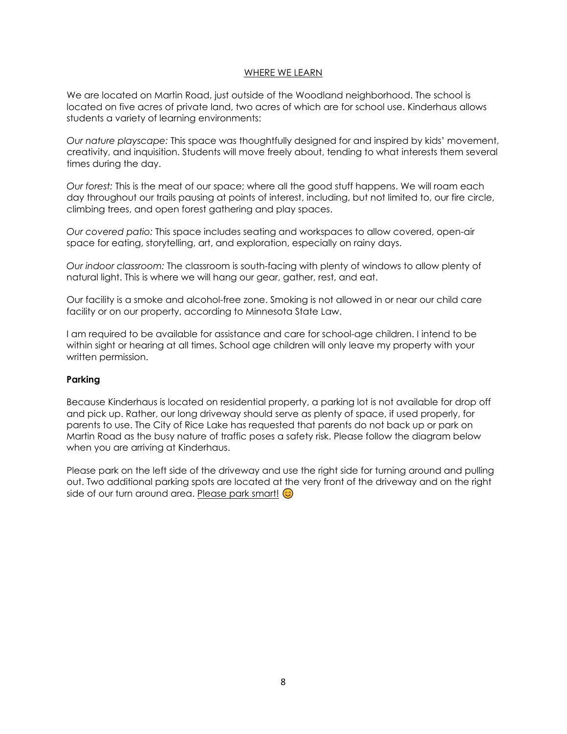<u>WHERE WE LEARN</u>

We are located on Martin Road, just outside of the Woodland neighborhood. The school is located on five acres of private land, two acres of which are for school use. Kinderhaus allows students a variety of learning environments:

*Our nature playscape:* This space was thoughtfully designed for and inspired by kids' movement, creativity, and inquisition. Students will move freely about, tending to what interests them several times during the day.

*Our forest:* This is the meat of our space; where all the good stuff happens. We will roam each day throughout our trails pausing at points of interest, including, but not limited to, our fire circle, climbing trees, and open forest gathering and play spaces.

*Our covered patio:* This space includes seating and workspaces to allow covered, open-air space for eating, storytelling, art, and exploration, especially on rainy days.

*Our indoor classroom:* The classroom is south-facing with plenty of windows to allow plenty of natural light. This is where we will hang our gear, gather, rest, and eat.

Our facility is a smoke and alcohol-free zone. Smoking is not allowed in or near our child care facility or on our property, according to Minnesota State Law.

I am required to be available for assistance and care for school-age children. I intend to be within sight or hearing at all times. School age children will only leave my property with your written permission.

**Parking**

Because Kinderhaus is located on residential property, a parking lot is not available for drop off and pick up. Rather, our long driveway should serve as plenty of space, if used properly, for parents to use. The City of Rice Lake has requested that parents do not back up or park on Martin Road as the busy nature of traffic poses a safety risk. Please follow the diagram below when you are arriving at Kinderhaus.

Please park on the left side of the driveway and use the right side for turning around and pulling out. Two additional parking spots are located at the very front of the driveway and on the right side of our turn around area. <u>Please park smart!</u> 😊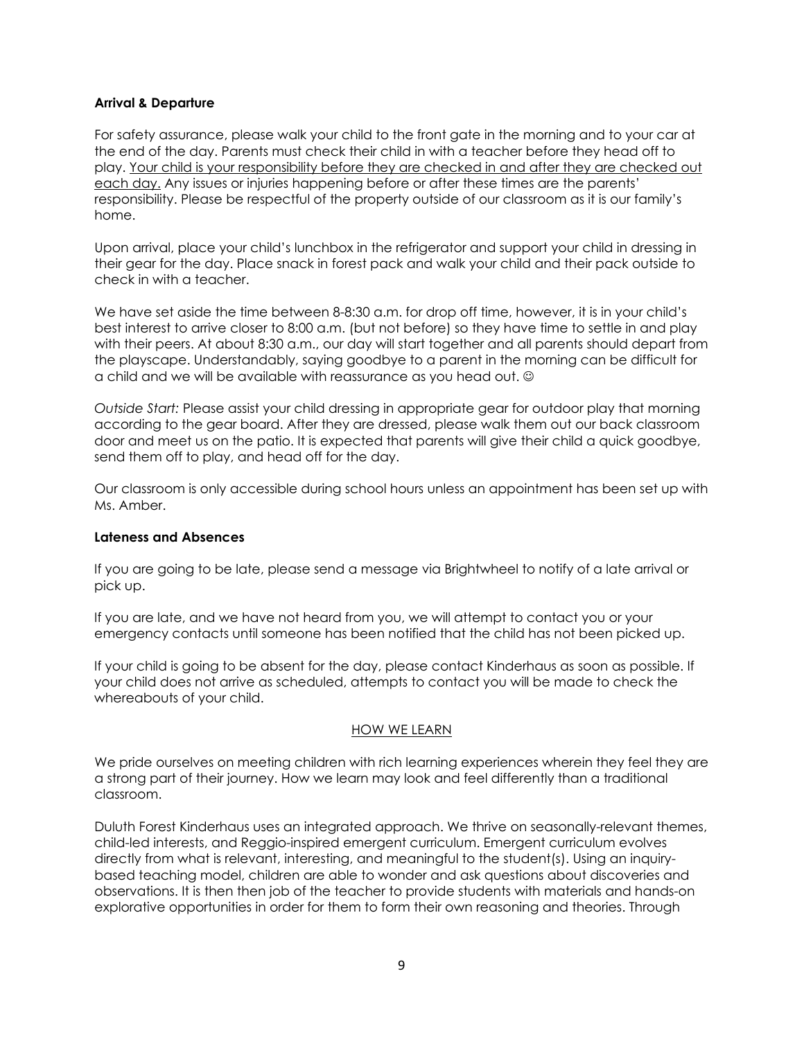**Arrival & Departure**

For safety assurance, please walk your child to the front gate in the morning and to your car at the end of the day. Parents must check their child in with a teacher before they head off to play. <u>Your child is your responsibility before they are checked in and after they are checked out each day.</u> Any issues or injuries happening before or after these times are the parents' responsibility. Please be respectful of the property outside of our classroom as it is our family's home.

Upon arrival, place your child's lunchbox in the refrigerator and support your child in dressing in their gear for the day. Place snack in forest pack and walk your child and their pack outside to check in with a teacher.

We have set aside the time between 8-8:30 a.m. for drop off time, however, it is in your child's best interest to arrive closer to 8:00 a.m. (but not before) so they have time to settle in and play with their peers. At about 8:30 a.m., our day will start together and all parents should depart from the playscape. Understandably, saying goodbye to a parent in the morning can be difficult for a child and we will be available with reassurance as you head out. ☺

*Outside Start:* Please assist your child dressing in appropriate gear for outdoor play that morning according to the gear board. After they are dressed, please walk them out our back classroom door and meet us on the patio. It is expected that parents will give their child a quick goodbye, send them off to play, and head off for the day.

Our classroom is only accessible during school hours unless an appointment has been set up with Ms. Amber.

**Lateness and Absences**

If you are going to be late, please send a message via Brightwheel to notify of a late arrival or pick up.

If you are late, and we have not heard from you, we will attempt to contact you or your emergency contacts until someone has been notified that the child has not been picked up.

If your child is going to be absent for the day, please contact Kinderhaus as soon as possible. If your child does not arrive as scheduled, attempts to contact you will be made to check the whereabouts of your child.

## <u>HOW WE LEARN</u>

We pride ourselves on meeting children with rich learning experiences wherein they feel they are a strong part of their journey. How we learn may look and feel differently than a traditional classroom.

Duluth Forest Kinderhaus uses an integrated approach. We thrive on seasonally-relevant themes, child-led interests, and Reggio-inspired emergent curriculum. Emergent curriculum evolves directly from what is relevant, interesting, and meaningful to the student(s). Using an inquiry-based teaching model, children are able to wonder and ask questions about discoveries and observations. It is then then job of the teacher to provide students with materials and hands-on explorative opportunities in order for them to form their own reasoning and theories. Through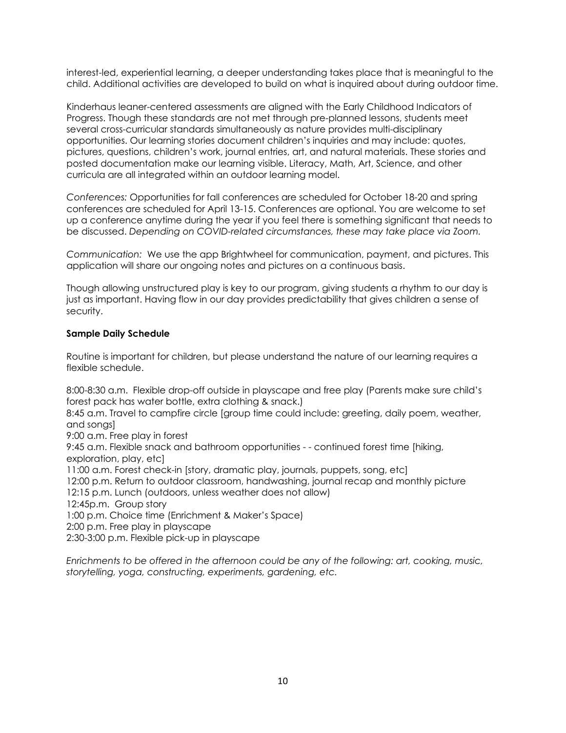interest-led, experiential learning, a deeper understanding takes place that is meaningful to the child. Additional activities are developed to build on what is inquired about during outdoor time.

Kinderhaus leaner-centered assessments are aligned with the Early Childhood Indicators of Progress. Though these standards are not met through pre-planned lessons, students meet several cross-curricular standards simultaneously as nature provides multi-disciplinary opportunities. Our learning stories document children's inquiries and may include: quotes, pictures, questions, children's work, journal entries, art, and natural materials. These stories and posted documentation make our learning visible. Literacy, Math, Art, Science, and other curricula are all integrated within an outdoor learning model.

*Conferences:* Opportunities for fall conferences are scheduled for October 18-20 and spring conferences are scheduled for April 13-15. Conferences are optional. You are welcome to set up a conference anytime during the year if you feel there is something significant that needs to be discussed. *Depending on COVID-related circumstances, these may take place via Zoom.*

*Communication:* We use the app Brightwheel for communication, payment, and pictures. This application will share our ongoing notes and pictures on a continuous basis.

Though allowing unstructured play is key to our program, giving students a rhythm to our day is just as important. Having flow in our day provides predictability that gives children a sense of security.

**Sample Daily Schedule**

Routine is important for children, but please understand the nature of our learning requires a flexible schedule.

8:00-8:30 a.m. Flexible drop-off outside in playscape and free play (Parents make sure child's forest pack has water bottle, extra clothing & snack.)
8:45 a.m. Travel to campfire circle [group time could include: greeting, daily poem, weather, and songs]
9:00 a.m. Free play in forest
9:45 a.m. Flexible snack and bathroom opportunities - - continued forest time [hiking, exploration, play, etc]
11:00 a.m. Forest check-in [story, dramatic play, journals, puppets, song, etc]
12:00 p.m. Return to outdoor classroom, handwashing, journal recap and monthly picture
12:15 p.m. Lunch (outdoors, unless weather does not allow)
12:45p.m. Group story
1:00 p.m. Choice time (Enrichment & Maker's Space)
2:00 p.m. Free play in playscape
2:30-3:00 p.m. Flexible pick-up in playscape

*Enrichments to be offered in the afternoon could be any of the following: art, cooking, music, storytelling, yoga, constructing, experiments, gardening, etc.*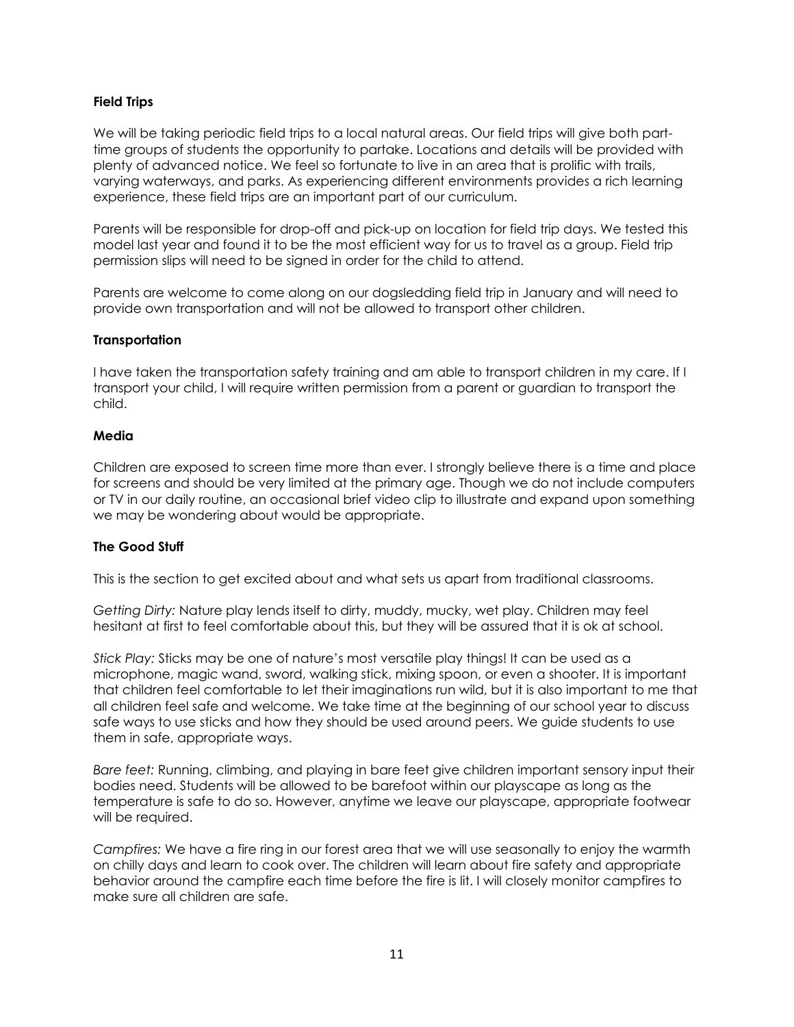**Field Trips**

We will be taking periodic field trips to a local natural areas. Our field trips will give both part-time groups of students the opportunity to partake. Locations and details will be provided with plenty of advanced notice. We feel so fortunate to live in an area that is prolific with trails, varying waterways, and parks. As experiencing different environments provides a rich learning experience, these field trips are an important part of our curriculum.

Parents will be responsible for drop-off and pick-up on location for field trip days. We tested this model last year and found it to be the most efficient way for us to travel as a group. Field trip permission slips will need to be signed in order for the child to attend.

Parents are welcome to come along on our dogsledding field trip in January and will need to provide own transportation and will not be allowed to transport other children.

**Transportation**

I have taken the transportation safety training and am able to transport children in my care. If I transport your child, I will require written permission from a parent or guardian to transport the child.

**Media**

Children are exposed to screen time more than ever. I strongly believe there is a time and place for screens and should be very limited at the primary age. Though we do not include computers or TV in our daily routine, an occasional brief video clip to illustrate and expand upon something we may be wondering about would be appropriate.

**The Good Stuff**

This is the section to get excited about and what sets us apart from traditional classrooms.

*Getting Dirty:* Nature play lends itself to dirty, muddy, mucky, wet play. Children may feel hesitant at first to feel comfortable about this, but they will be assured that it is ok at school.

*Stick Play:* Sticks may be one of nature's most versatile play things! It can be used as a microphone, magic wand, sword, walking stick, mixing spoon, or even a shooter. It is important that children feel comfortable to let their imaginations run wild, but it is also important to me that all children feel safe and welcome. We take time at the beginning of our school year to discuss safe ways to use sticks and how they should be used around peers. We guide students to use them in safe, appropriate ways.

*Bare feet:* Running, climbing, and playing in bare feet give children important sensory input their bodies need. Students will be allowed to be barefoot within our playscape as long as the temperature is safe to do so. However, anytime we leave our playscape, appropriate footwear will be required.

*Campfires:* We have a fire ring in our forest area that we will use seasonally to enjoy the warmth on chilly days and learn to cook over. The children will learn about fire safety and appropriate behavior around the campfire each time before the fire is lit. I will closely monitor campfires to make sure all children are safe.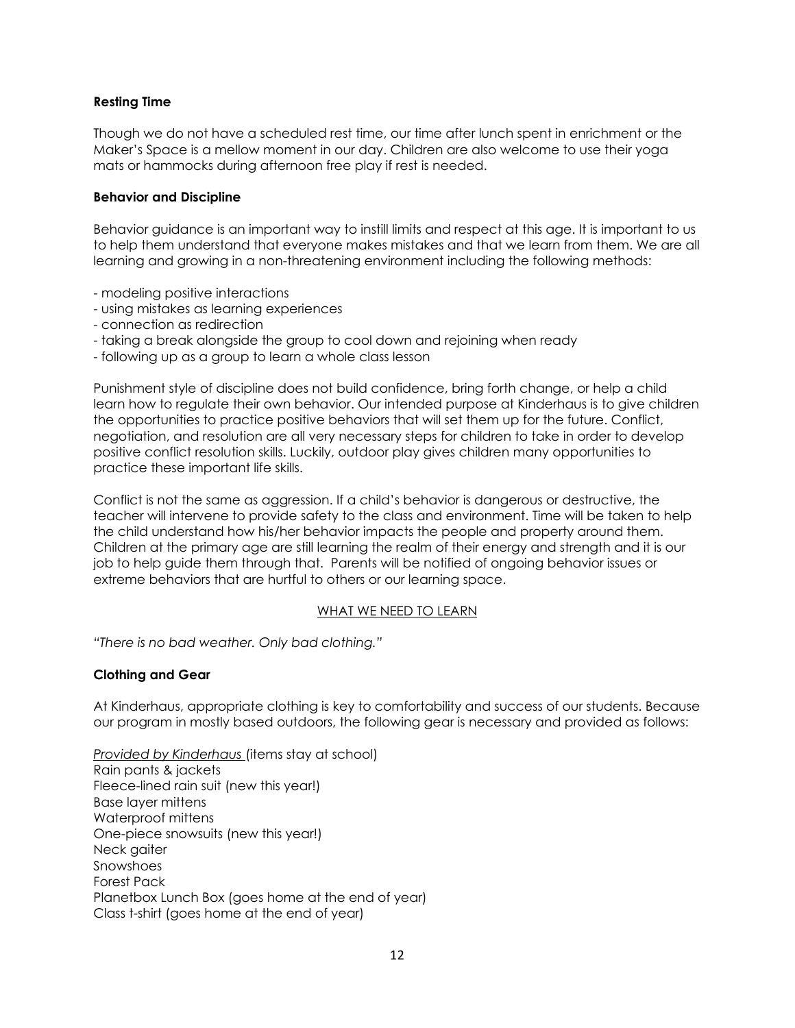### Resting Time

Though we do not have a scheduled rest time, our time after lunch spent in enrichment or the Maker's Space is a mellow moment in our day. Children are also welcome to use their yoga mats or hammocks during afternoon free play if rest is needed.

### Behavior and Discipline

Behavior guidance is an important way to instill limits and respect at this age. It is important to us to help them understand that everyone makes mistakes and that we learn from them. We are all learning and growing in a non-threatening environment including the following methods:

- modeling positive interactions
- using mistakes as learning experiences
- connection as redirection
- taking a break alongside the group to cool down and rejoining when ready
- following up as a group to learn a whole class lesson

Punishment style of discipline does not build confidence, bring forth change, or help a child learn how to regulate their own behavior. Our intended purpose at Kinderhaus is to give children the opportunities to practice positive behaviors that will set them up for the future. Conflict, negotiation, and resolution are all very necessary steps for children to take in order to develop positive conflict resolution skills. Luckily, outdoor play gives children many opportunities to practice these important life skills.

Conflict is not the same as aggression. If a child's behavior is dangerous or destructive, the teacher will intervene to provide safety to the class and environment. Time will be taken to help the child understand how his/her behavior impacts the people and property around them. Children at the primary age are still learning the realm of their energy and strength and it is our job to help guide them through that. Parents will be notified of ongoing behavior issues or extreme behaviors that are hurtful to others or our learning space.

## WHAT WE NEED TO LEARN

*"There is no bad weather. Only bad clothing."*

### Clothing and Gear

At Kinderhaus, appropriate clothing is key to comfortability and success of our students. Because our program in mostly based outdoors, the following gear is necessary and provided as follows:

*Provided by Kinderhaus* (items stay at school)
Rain pants & jackets
Fleece-lined rain suit (new this year!)
Base layer mittens
Waterproof mittens
One-piece snowsuits (new this year!)
Neck gaiter
Snowshoes
Forest Pack
Planetbox Lunch Box (goes home at the end of year)
Class t-shirt (goes home at the end of year)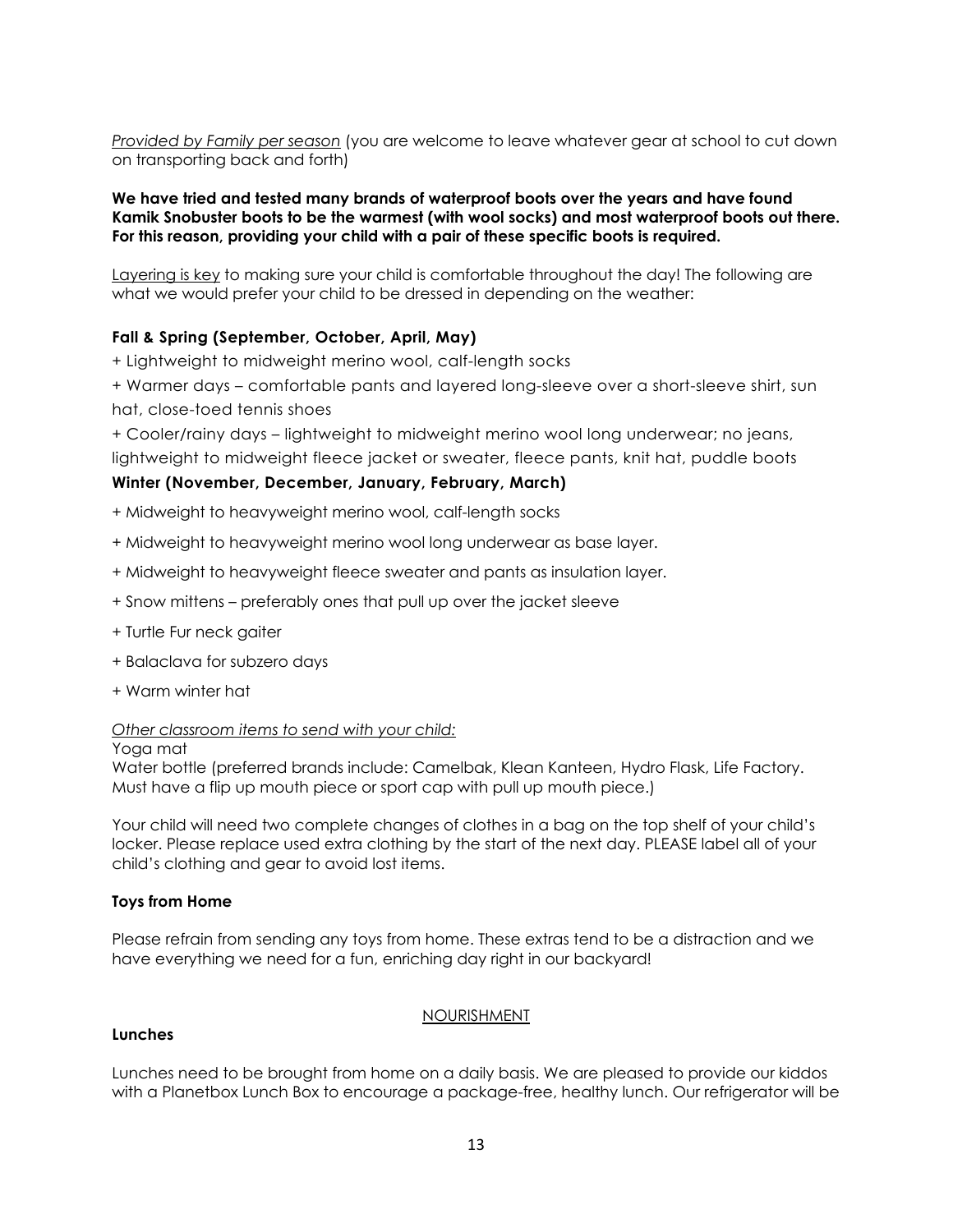*Provided by Family per season* (you are welcome to leave whatever gear at school to cut down on transporting back and forth)

**We have tried and tested many brands of waterproof boots over the years and have found Kamik Snobuster boots to be the warmest (with wool socks) and most waterproof boots out there. For this reason, providing your child with a pair of these specific boots is required.**

Layering is key to making sure your child is comfortable throughout the day! The following are what we would prefer your child to be dressed in depending on the weather:

**Fall & Spring (September, October, April, May)**

+ Lightweight to midweight merino wool, calf-length socks
+ Warmer days – comfortable pants and layered long-sleeve over a short-sleeve shirt, sun hat, close-toed tennis shoes
+ Cooler/rainy days – lightweight to midweight merino wool long underwear; no jeans, lightweight to midweight fleece jacket or sweater, fleece pants, knit hat, puddle boots

**Winter (November, December, January, February, March)**

+ Midweight to heavyweight merino wool, calf-length socks
+ Midweight to heavyweight merino wool long underwear as base layer.
+ Midweight to heavyweight fleece sweater and pants as insulation layer.
+ Snow mittens – preferably ones that pull up over the jacket sleeve
+ Turtle Fur neck gaiter
+ Balaclava for subzero days
+ Warm winter hat

*Other classroom items to send with your child:*

Yoga mat
Water bottle (preferred brands include: Camelbak, Klean Kanteen, Hydro Flask, Life Factory. Must have a flip up mouth piece or sport cap with pull up mouth piece.)

Your child will need two complete changes of clothes in a bag on the top shelf of your child's locker. Please replace used extra clothing by the start of the next day. PLEASE label all of your child's clothing and gear to avoid lost items.

**Toys from Home**

Please refrain from sending any toys from home. These extras tend to be a distraction and we have everything we need for a fun, enriching day right in our backyard!

## NOURISHMENT

**Lunches**

Lunches need to be brought from home on a daily basis. We are pleased to provide our kiddos with a Planetbox Lunch Box to encourage a package-free, healthy lunch. Our refrigerator will be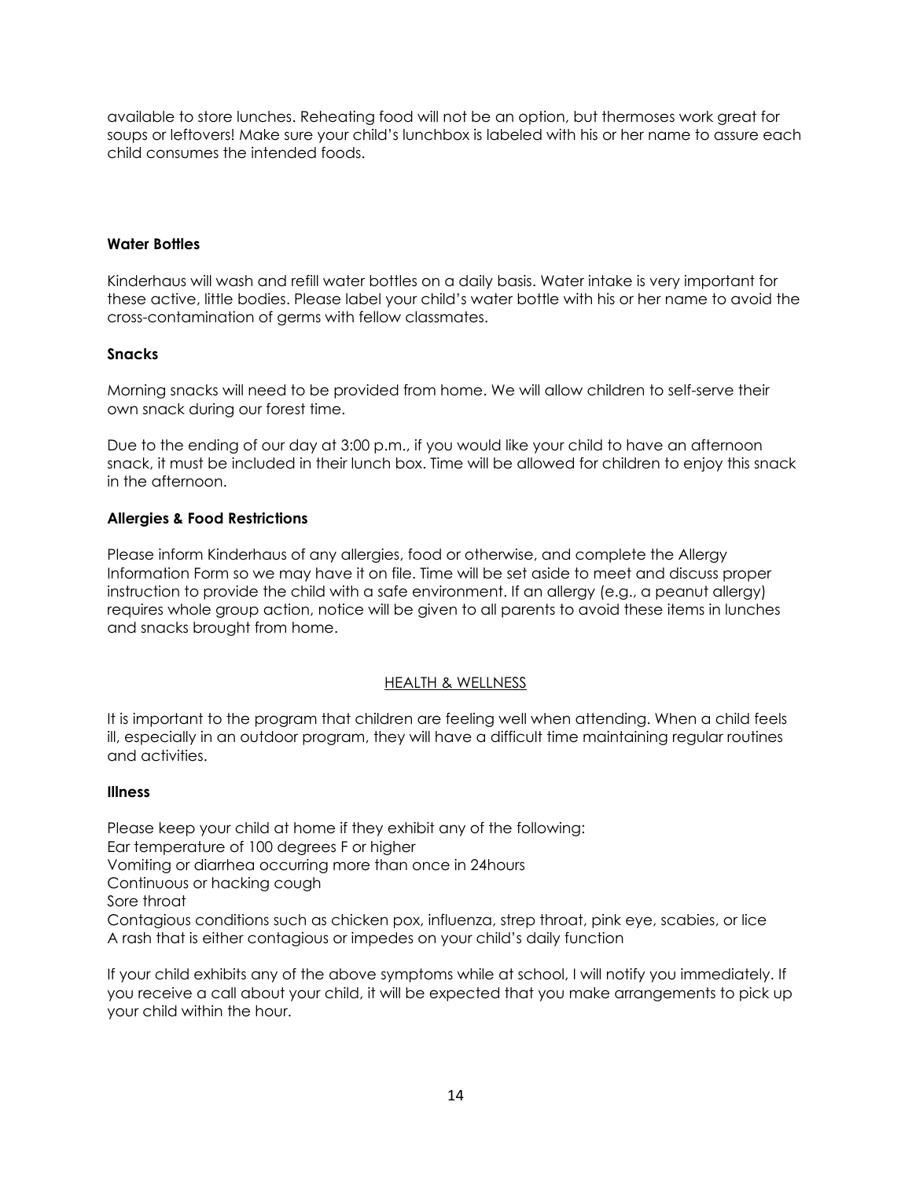available to store lunches. Reheating food will not be an option, but thermoses work great for soups or leftovers! Make sure your child's lunchbox is labeled with his or her name to assure each child consumes the intended foods.

**Water Bottles**

Kinderhaus will wash and refill water bottles on a daily basis. Water intake is very important for these active, little bodies. Please label your child's water bottle with his or her name to avoid the cross-contamination of germs with fellow classmates.

**Snacks**

Morning snacks will need to be provided from home. We will allow children to self-serve their own snack during our forest time.

Due to the ending of our day at 3:00 p.m., if you would like your child to have an afternoon snack, it must be included in their lunch box. Time will be allowed for children to enjoy this snack in the afternoon.

**Allergies & Food Restrictions**

Please inform Kinderhaus of any allergies, food or otherwise, and complete the Allergy Information Form so we may have it on file. Time will be set aside to meet and discuss proper instruction to provide the child with a safe environment. If an allergy (e.g., a peanut allergy) requires whole group action, notice will be given to all parents to avoid these items in lunches and snacks brought from home.

## HEALTH & WELLNESS

It is important to the program that children are feeling well when attending. When a child feels ill, especially in an outdoor program, they will have a difficult time maintaining regular routines and activities.

**Illness**

Please keep your child at home if they exhibit any of the following:
Ear temperature of 100 degrees F or higher
Vomiting or diarrhea occurring more than once in 24hours
Continuous or hacking cough
Sore throat
Contagious conditions such as chicken pox, influenza, strep throat, pink eye, scabies, or lice
A rash that is either contagious or impedes on your child's daily function

If your child exhibits any of the above symptoms while at school, I will notify you immediately. If you receive a call about your child, it will be expected that you make arrangements to pick up your child within the hour.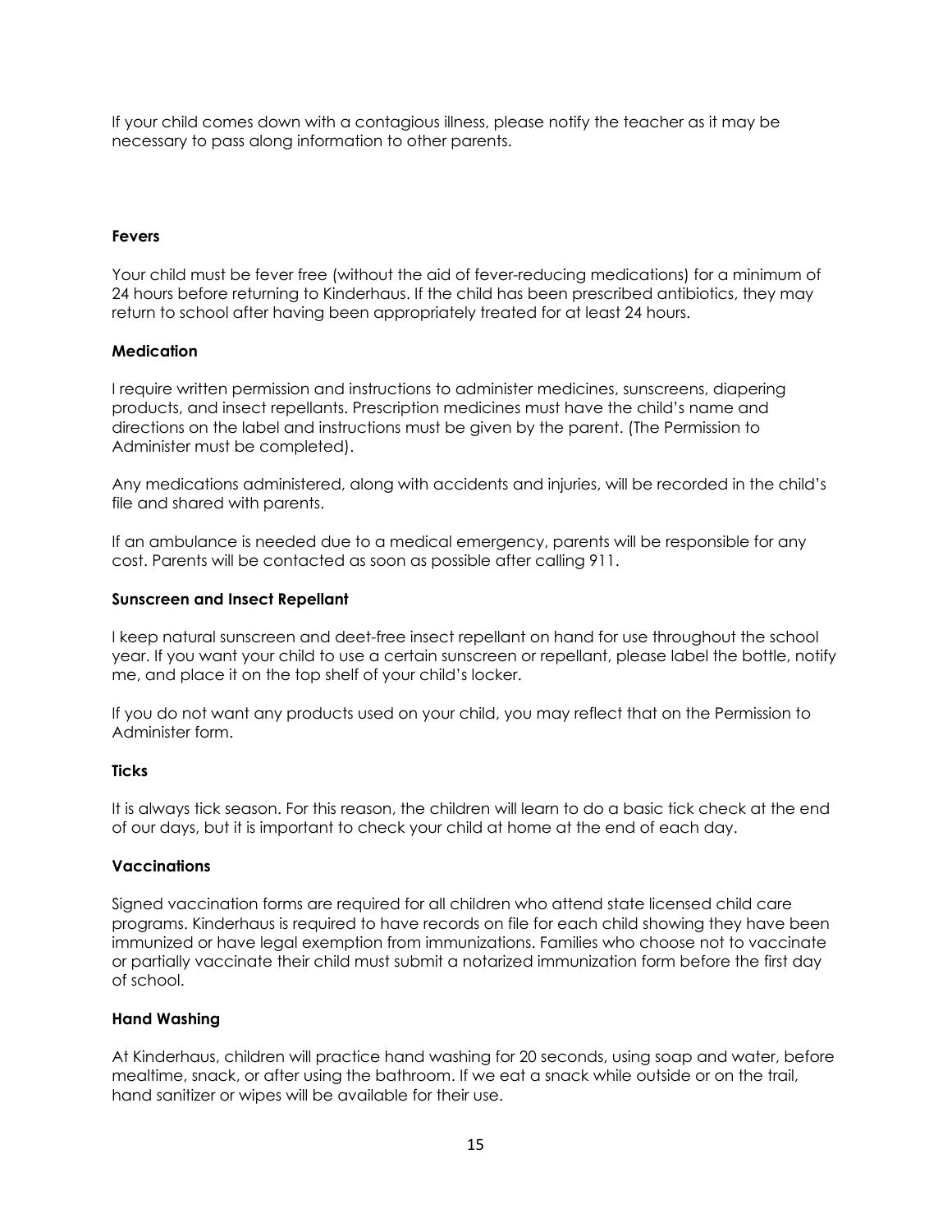If your child comes down with a contagious illness, please notify the teacher as it may be necessary to pass along information to other parents.

**Fevers**

Your child must be fever free (without the aid of fever-reducing medications) for a minimum of 24 hours before returning to Kinderhaus. If the child has been prescribed antibiotics, they may return to school after having been appropriately treated for at least 24 hours.

**Medication**

I require written permission and instructions to administer medicines, sunscreens, diapering products, and insect repellants. Prescription medicines must have the child's name and directions on the label and instructions must be given by the parent. (The Permission to Administer must be completed).

Any medications administered, along with accidents and injuries, will be recorded in the child's file and shared with parents.

If an ambulance is needed due to a medical emergency, parents will be responsible for any cost. Parents will be contacted as soon as possible after calling 911.

**Sunscreen and Insect Repellant**

I keep natural sunscreen and deet-free insect repellant on hand for use throughout the school year. If you want your child to use a certain sunscreen or repellant, please label the bottle, notify me, and place it on the top shelf of your child's locker.

If you do not want any products used on your child, you may reflect that on the Permission to Administer form.

**Ticks**

It is always tick season. For this reason, the children will learn to do a basic tick check at the end of our days, but it is important to check your child at home at the end of each day.

**Vaccinations**

Signed vaccination forms are required for all children who attend state licensed child care programs. Kinderhaus is required to have records on file for each child showing they have been immunized or have legal exemption from immunizations. Families who choose not to vaccinate or partially vaccinate their child must submit a notarized immunization form before the first day of school.

**Hand Washing**

At Kinderhaus, children will practice hand washing for 20 seconds, using soap and water, before mealtime, snack, or after using the bathroom. If we eat a snack while outside or on the trail, hand sanitizer or wipes will be available for their use.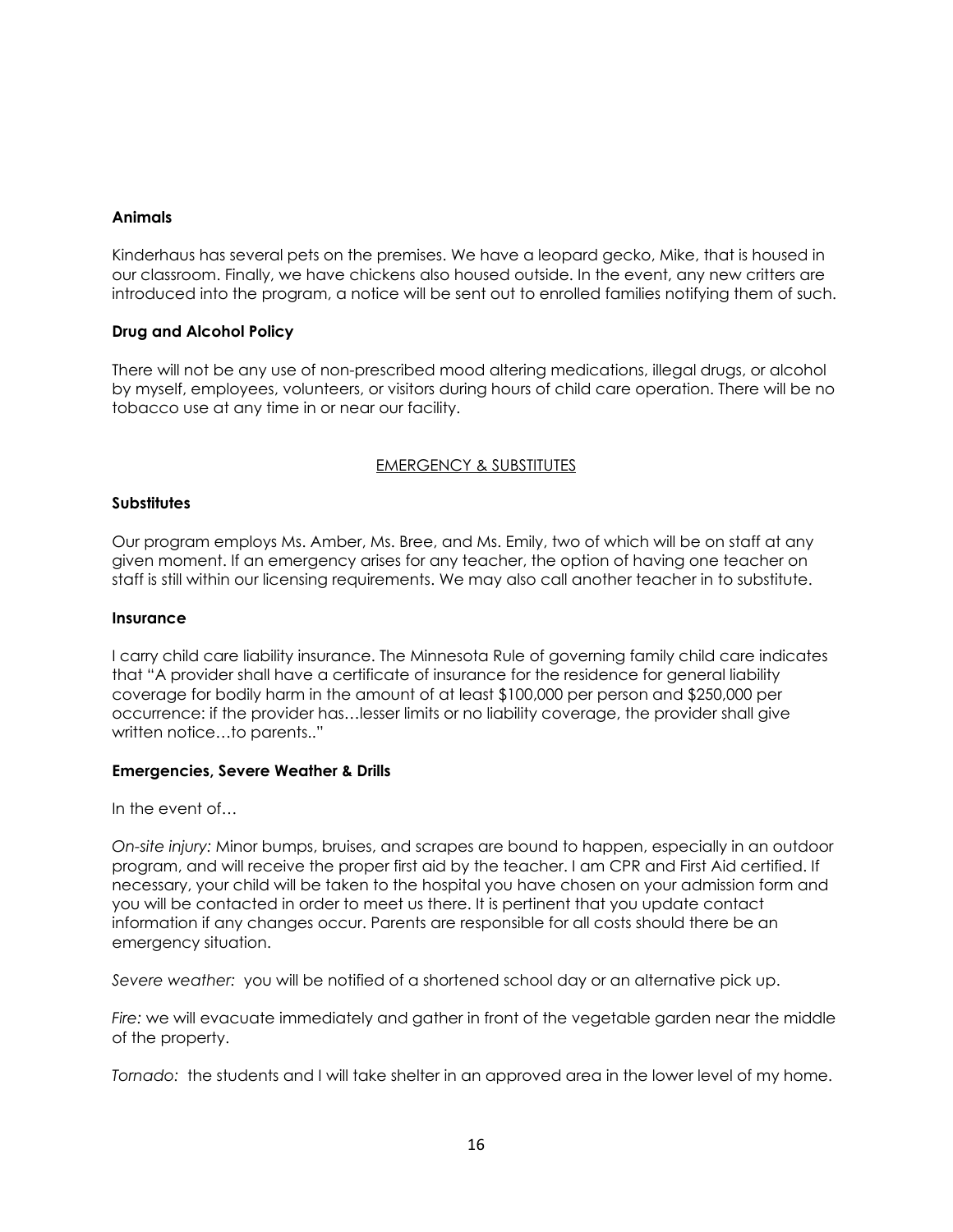**Animals**

Kinderhaus has several pets on the premises. We have a leopard gecko, Mike, that is housed in our classroom. Finally, we have chickens also housed outside. In the event, any new critters are introduced into the program, a notice will be sent out to enrolled families notifying them of such.

**Drug and Alcohol Policy**

There will not be any use of non-prescribed mood altering medications, illegal drugs, or alcohol by myself, employees, volunteers, or visitors during hours of child care operation. There will be no tobacco use at any time in or near our facility.

## EMERGENCY & SUBSTITUTES

**Substitutes**

Our program employs Ms. Amber, Ms. Bree, and Ms. Emily, two of which will be on staff at any given moment. If an emergency arises for any teacher, the option of having one teacher on staff is still within our licensing requirements. We may also call another teacher in to substitute.

**Insurance**

I carry child care liability insurance. The Minnesota Rule of governing family child care indicates that "A provider shall have a certificate of insurance for the residence for general liability coverage for bodily harm in the amount of at least $100,000 per person and $250,000 per occurrence: if the provider has…lesser limits or no liability coverage, the provider shall give written notice…to parents.."

**Emergencies, Severe Weather & Drills**

In the event of…

*On-site injury:* Minor bumps, bruises, and scrapes are bound to happen, especially in an outdoor program, and will receive the proper first aid by the teacher. I am CPR and First Aid certified. If necessary, your child will be taken to the hospital you have chosen on your admission form and you will be contacted in order to meet us there. It is pertinent that you update contact information if any changes occur. Parents are responsible for all costs should there be an emergency situation.

*Severe weather:* you will be notified of a shortened school day or an alternative pick up.

*Fire:* we will evacuate immediately and gather in front of the vegetable garden near the middle of the property.

*Tornado:* the students and I will take shelter in an approved area in the lower level of my home.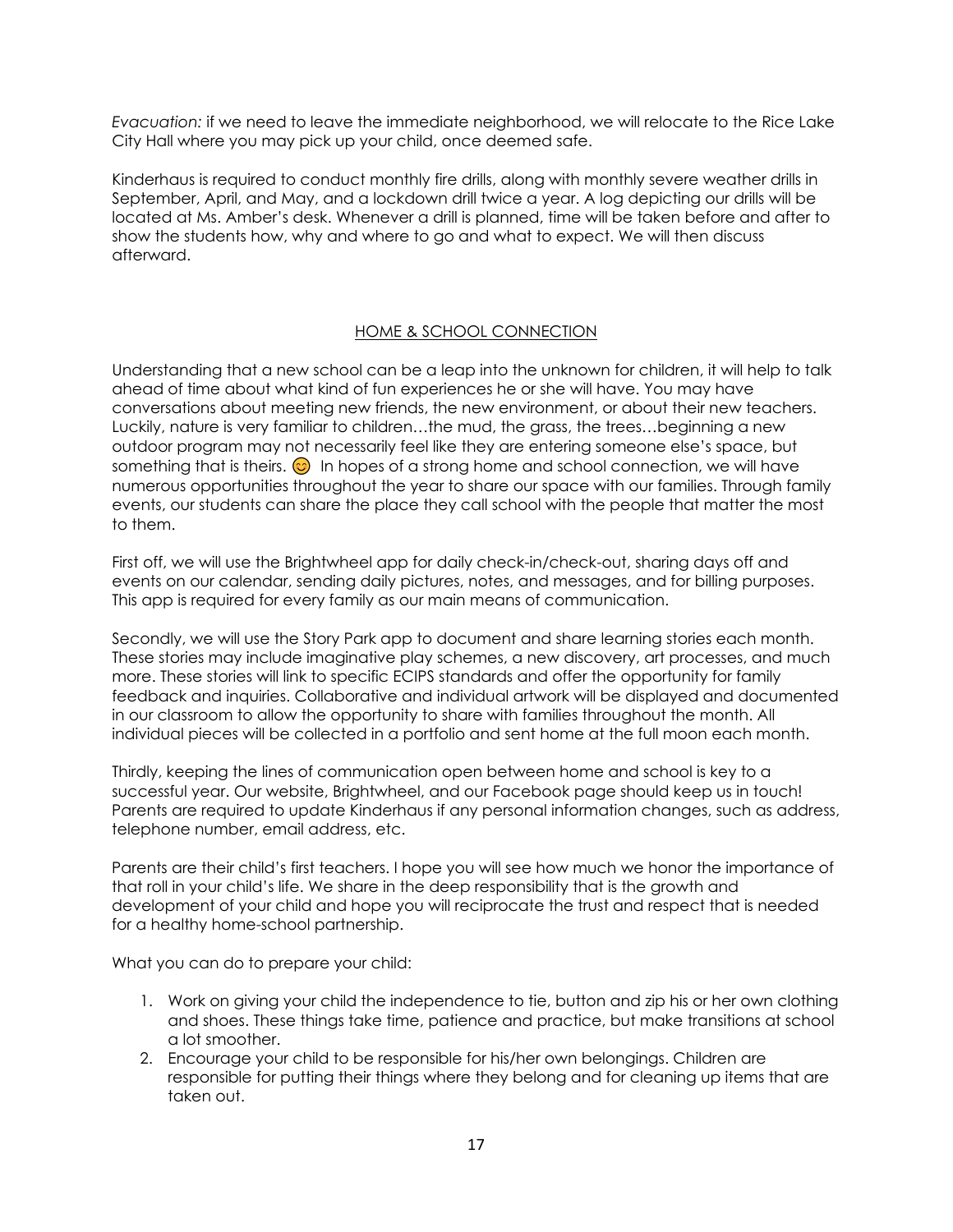*Evacuation:* if we need to leave the immediate neighborhood, we will relocate to the Rice Lake City Hall where you may pick up your child, once deemed safe.

Kinderhaus is required to conduct monthly fire drills, along with monthly severe weather drills in September, April, and May, and a lockdown drill twice a year. A log depicting our drills will be located at Ms. Amber's desk. Whenever a drill is planned, time will be taken before and after to show the students how, why and where to go and what to expect. We will then discuss afterward.

## HOME & SCHOOL CONNECTION

Understanding that a new school can be a leap into the unknown for children, it will help to talk ahead of time about what kind of fun experiences he or she will have. You may have conversations about meeting new friends, the new environment, or about their new teachers. Luckily, nature is very familiar to children…the mud, the grass, the trees…beginning a new outdoor program may not necessarily feel like they are entering someone else's space, but something that is theirs. 😊 In hopes of a strong home and school connection, we will have numerous opportunities throughout the year to share our space with our families. Through family events, our students can share the place they call school with the people that matter the most to them.

First off, we will use the Brightwheel app for daily check-in/check-out, sharing days off and events on our calendar, sending daily pictures, notes, and messages, and for billing purposes. This app is required for every family as our main means of communication.

Secondly, we will use the Story Park app to document and share learning stories each month. These stories may include imaginative play schemes, a new discovery, art processes, and much more. These stories will link to specific ECIPS standards and offer the opportunity for family feedback and inquiries. Collaborative and individual artwork will be displayed and documented in our classroom to allow the opportunity to share with families throughout the month. All individual pieces will be collected in a portfolio and sent home at the full moon each month.

Thirdly, keeping the lines of communication open between home and school is key to a successful year. Our website, Brightwheel, and our Facebook page should keep us in touch! Parents are required to update Kinderhaus if any personal information changes, such as address, telephone number, email address, etc.

Parents are their child's first teachers. I hope you will see how much we honor the importance of that roll in your child's life. We share in the deep responsibility that is the growth and development of your child and hope you will reciprocate the trust and respect that is needed for a healthy home-school partnership.

What you can do to prepare your child:

1. Work on giving your child the independence to tie, button and zip his or her own clothing and shoes. These things take time, patience and practice, but make transitions at school a lot smoother.
2. Encourage your child to be responsible for his/her own belongings. Children are responsible for putting their things where they belong and for cleaning up items that are taken out.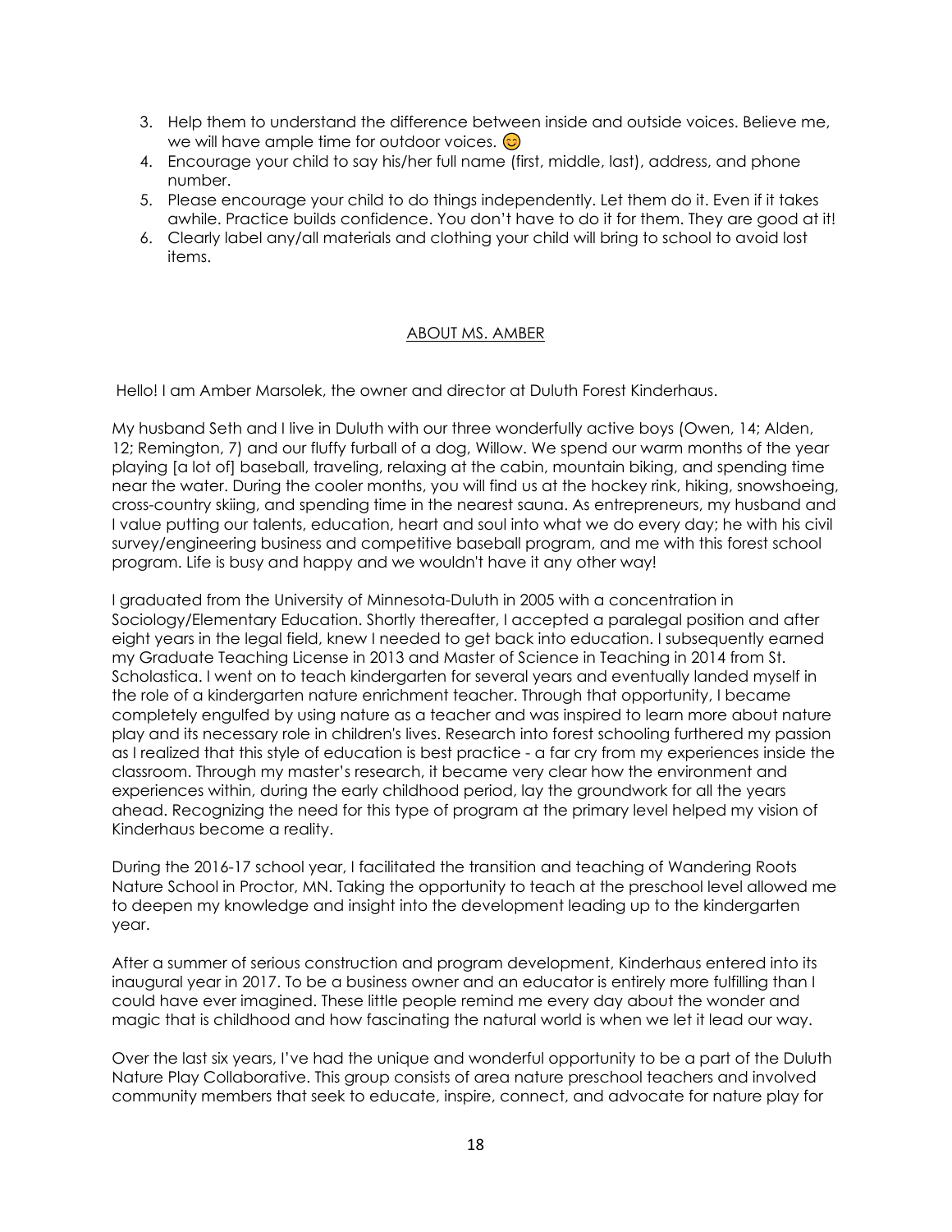3. Help them to understand the difference between inside and outside voices. Believe me, we will have ample time for outdoor voices. 😊
4. Encourage your child to say his/her full name (first, middle, last), address, and phone number.
5. Please encourage your child to do things independently. Let them do it. Even if it takes awhile. Practice builds confidence. You don't have to do it for them. They are good at it!
6. Clearly label any/all materials and clothing your child will bring to school to avoid lost items.

## ABOUT MS. AMBER

Hello! I am Amber Marsolek, the owner and director at Duluth Forest Kinderhaus.

My husband Seth and I live in Duluth with our three wonderfully active boys (Owen, 14; Alden, 12; Remington, 7) and our fluffy furball of a dog, Willow. We spend our warm months of the year playing [a lot of] baseball, traveling, relaxing at the cabin, mountain biking, and spending time near the water. During the cooler months, you will find us at the hockey rink, hiking, snowshoeing, cross-country skiing, and spending time in the nearest sauna. As entrepreneurs, my husband and I value putting our talents, education, heart and soul into what we do every day; he with his civil survey/engineering business and competitive baseball program, and me with this forest school program. Life is busy and happy and we wouldn't have it any other way!

I graduated from the University of Minnesota-Duluth in 2005 with a concentration in Sociology/Elementary Education. Shortly thereafter, I accepted a paralegal position and after eight years in the legal field, knew I needed to get back into education. I subsequently earned my Graduate Teaching License in 2013 and Master of Science in Teaching in 2014 from St. Scholastica. I went on to teach kindergarten for several years and eventually landed myself in the role of a kindergarten nature enrichment teacher. Through that opportunity, I became completely engulfed by using nature as a teacher and was inspired to learn more about nature play and its necessary role in children's lives. Research into forest schooling furthered my passion as I realized that this style of education is best practice - a far cry from my experiences inside the classroom. Through my master's research, it became very clear how the environment and experiences within, during the early childhood period, lay the groundwork for all the years ahead. Recognizing the need for this type of program at the primary level helped my vision of Kinderhaus become a reality.

During the 2016-17 school year, I facilitated the transition and teaching of Wandering Roots Nature School in Proctor, MN. Taking the opportunity to teach at the preschool level allowed me to deepen my knowledge and insight into the development leading up to the kindergarten year.

After a summer of serious construction and program development, Kinderhaus entered into its inaugural year in 2017. To be a business owner and an educator is entirely more fulfilling than I could have ever imagined. These little people remind me every day about the wonder and magic that is childhood and how fascinating the natural world is when we let it lead our way.

Over the last six years, I've had the unique and wonderful opportunity to be a part of the Duluth Nature Play Collaborative. This group consists of area nature preschool teachers and involved community members that seek to educate, inspire, connect, and advocate for nature play for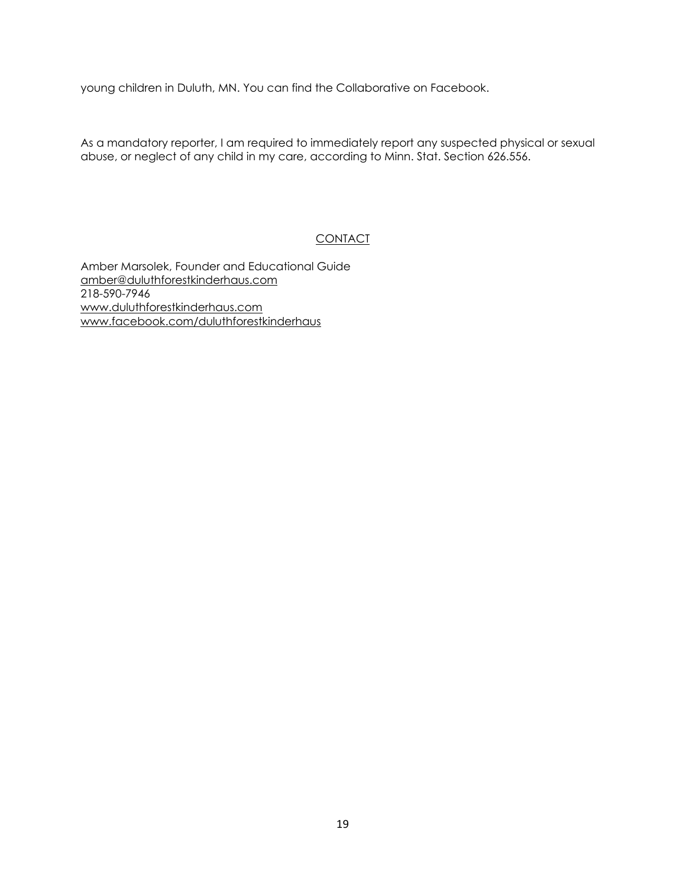young children in Duluth, MN. You can find the Collaborative on Facebook.

As a mandatory reporter, I am required to immediately report any suspected physical or sexual abuse, or neglect of any child in my care, according to Minn. Stat. Section 626.556.

## CONTACT

Amber Marsolek, Founder and Educational Guide
amber@duluthforestkinderhaus.com
218-590-7946
www.duluthforestkinderhaus.com
www.facebook.com/duluthforestkinderhaus